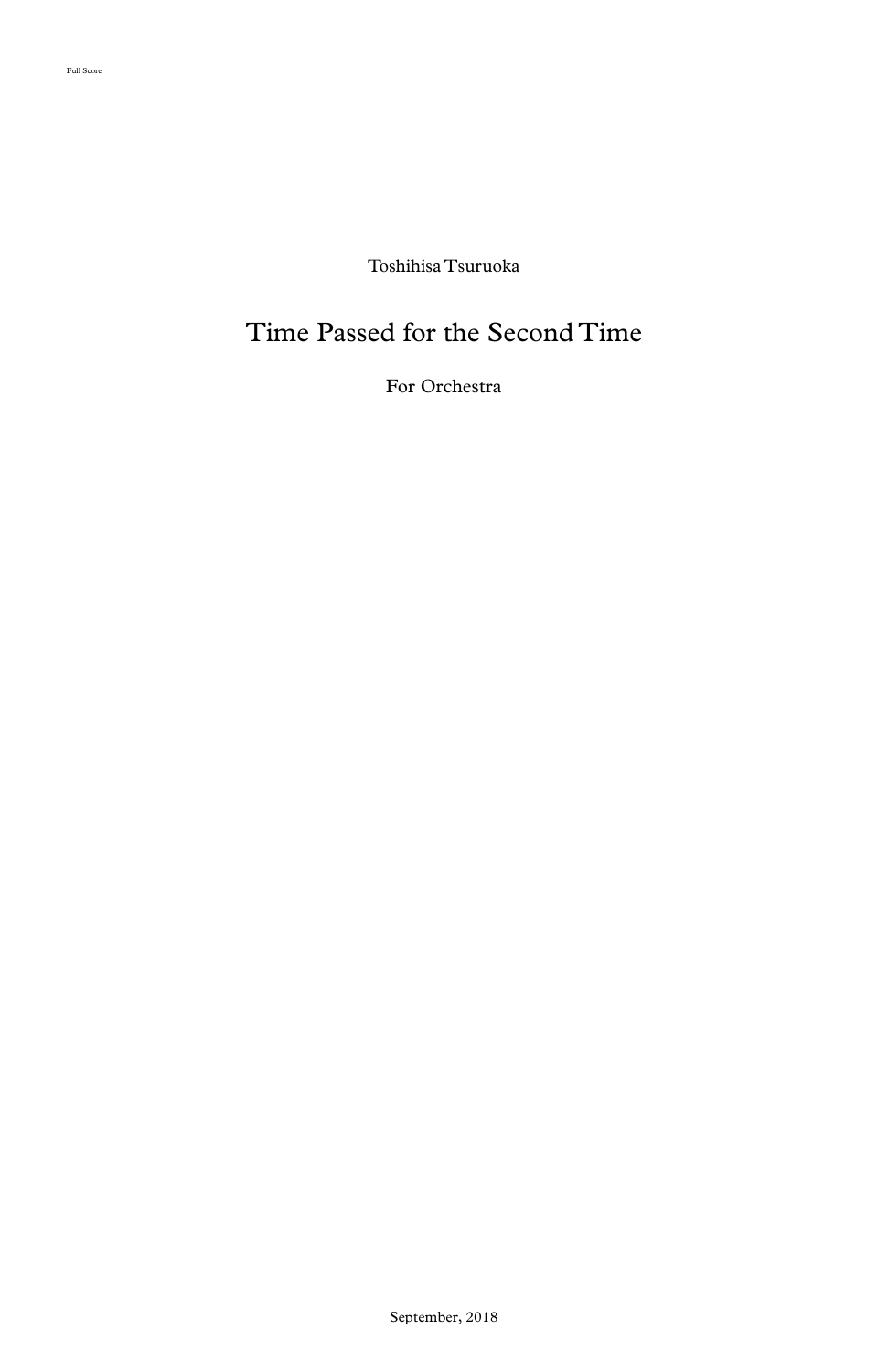Full Score

Toshihisa Tsuruoka

# Time Passed for the Second Time

For Orchestra

September, 2018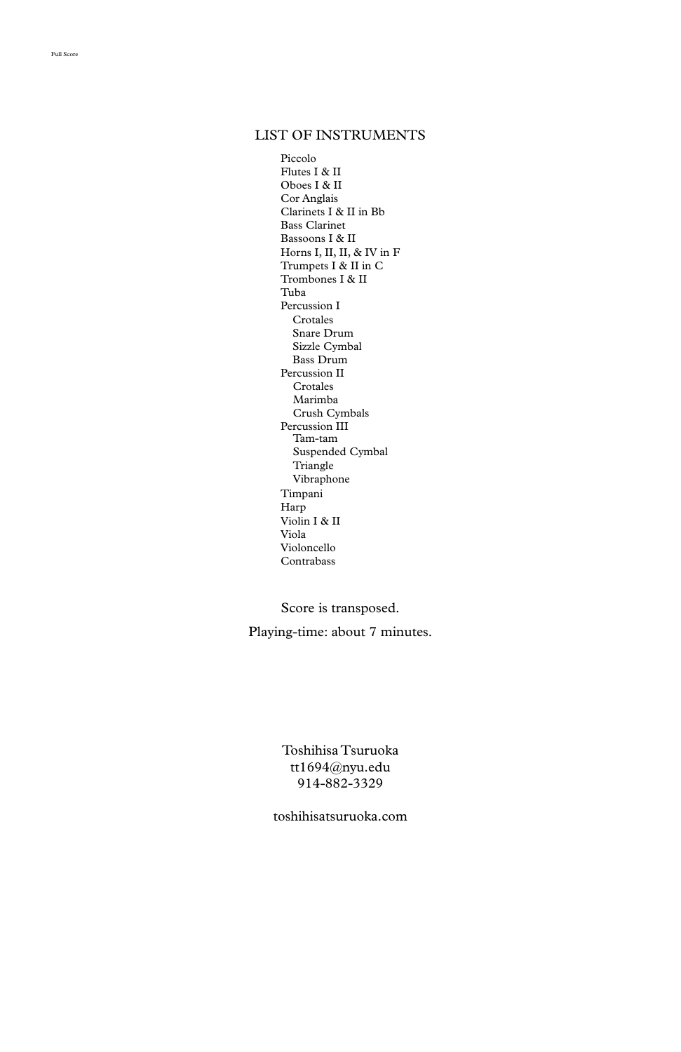Full Score

## LIST OF INSTRUMENTS

- Piccolo
- Flutes I & II
- Oboes I & II
- Cor Anglais
- Clarinets I & II in Bb
- Bass Clarinet
- Bassoons I & II
- Horns I, II, II, & IV in F
- Trumpets I & II in C
- Trombones I & II
- Tuba
- Percussion I
  - Crotales
  - Snare Drum
  - Sizzle Cymbal
  - Bass Drum
- Percussion II
  - Crotales
  - Marimba
  - Crush Cymbals
- Percussion III
  - Tam-tam
  - Suspended Cymbal
  - Triangle
  - Vibraphone
- Timpani
- Harp
- Violin I & II
- Viola
- Violoncello
- Contrabass

Score is transposed.

Playing-time: about 7 minutes.

Toshihisa Tsuruoka
tt1694@nyu.edu
914-882-3329

toshihisatsuruoka.com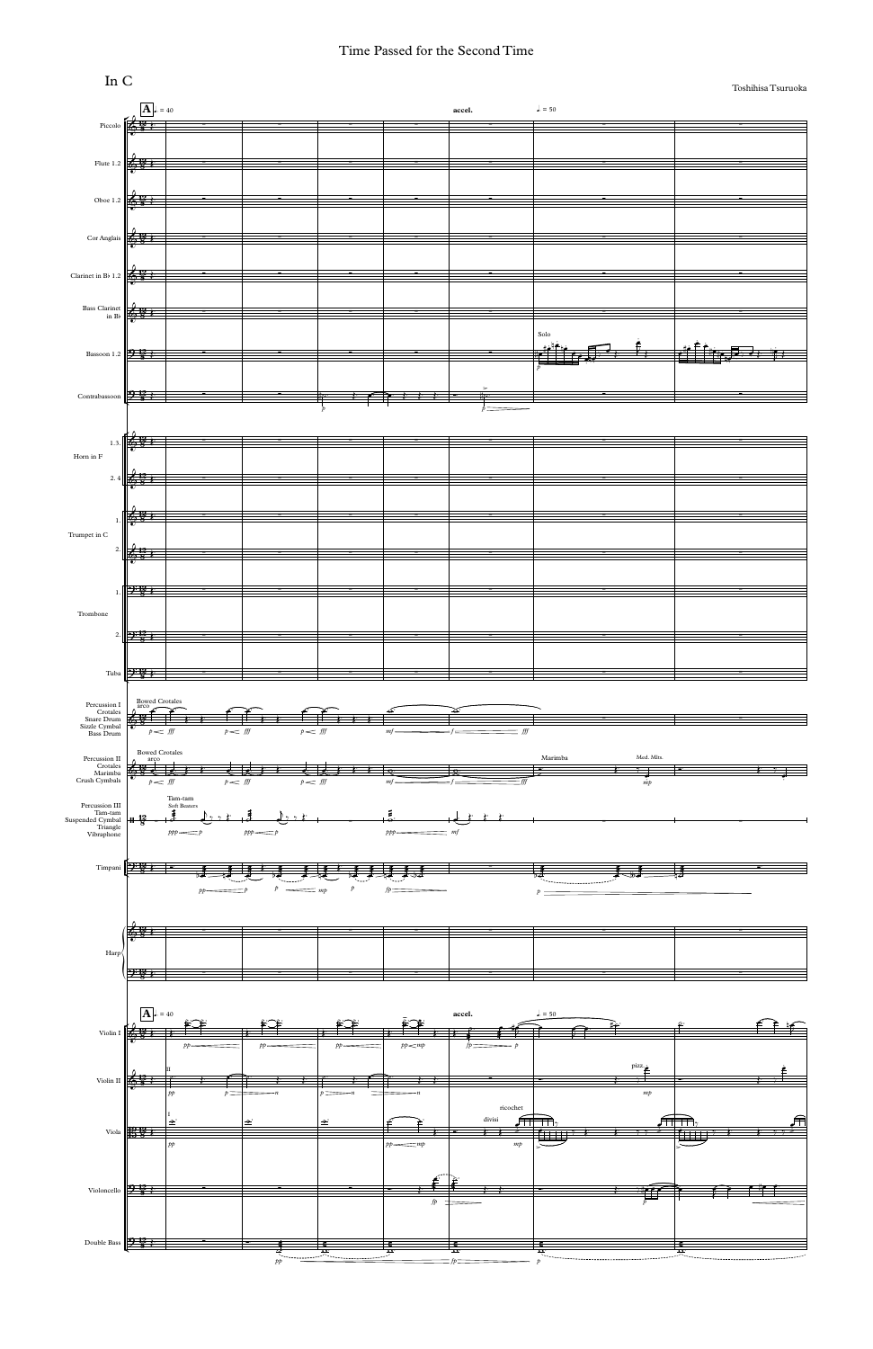# Time Passed for the Second Time

In C

Toshihisa Tsuruoka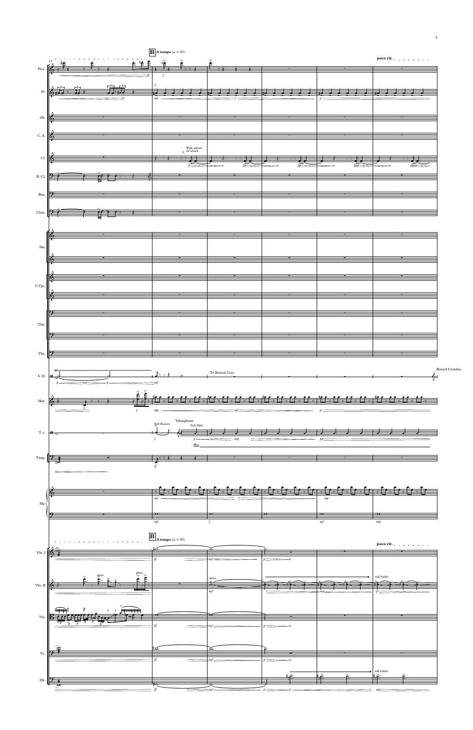**B** A tempo (♩ = 50)

poco rit.

Picc.

Fl.

Ob.

C. A.

Cl. — 1. With almost no attack

B. Cl.

Bsn.

Cbsn.

Hn.

C.Tpt.

Tbn.

Tba.

S. D. — To Bowed Crot. — Bowed Crotales

Mar.

T.-t. — Soft Beaters — Vibraphone — Soft Mlts.

Timp.

Hp.

**B** A tempo (♩ = 50)

poco rit.

Vln. I

Vln. II — arco — pizz. — arco — sul tusto

Vla.

Vc.

Db. — sul tusto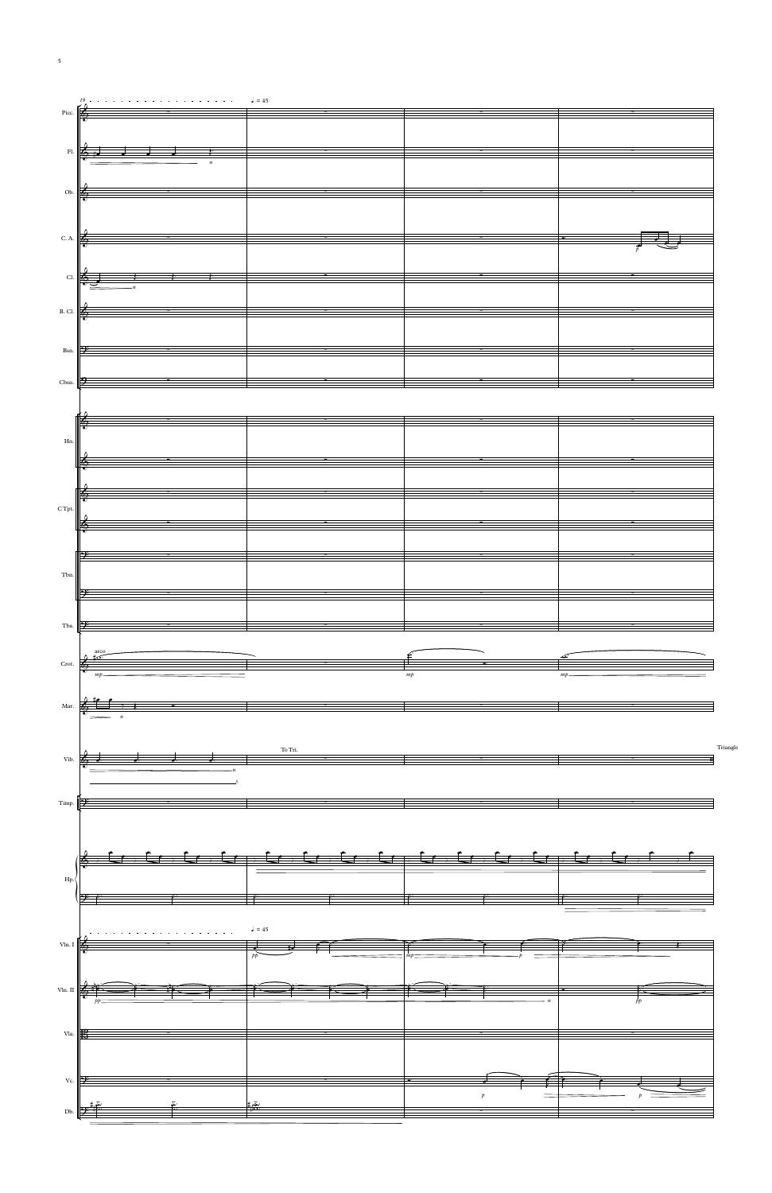Picc.

Fl.

Ob.

C. A.

Cl.

B. Cl.

Bsn.

Cbsn.

Hn.

C.Tpt.

Tbn.

Tba.

Crot.

Mar.

Vib.

Timp.

Hp.

Vln. I

Vln. II

Vla.

Vc.

Db.

19

♩ = 45

arco

*mp*

*mp*

*mp*

*n*

*p*

To Tri.

Triangle

*pp*

*mp*

*p*

*pp*

*p*

*p*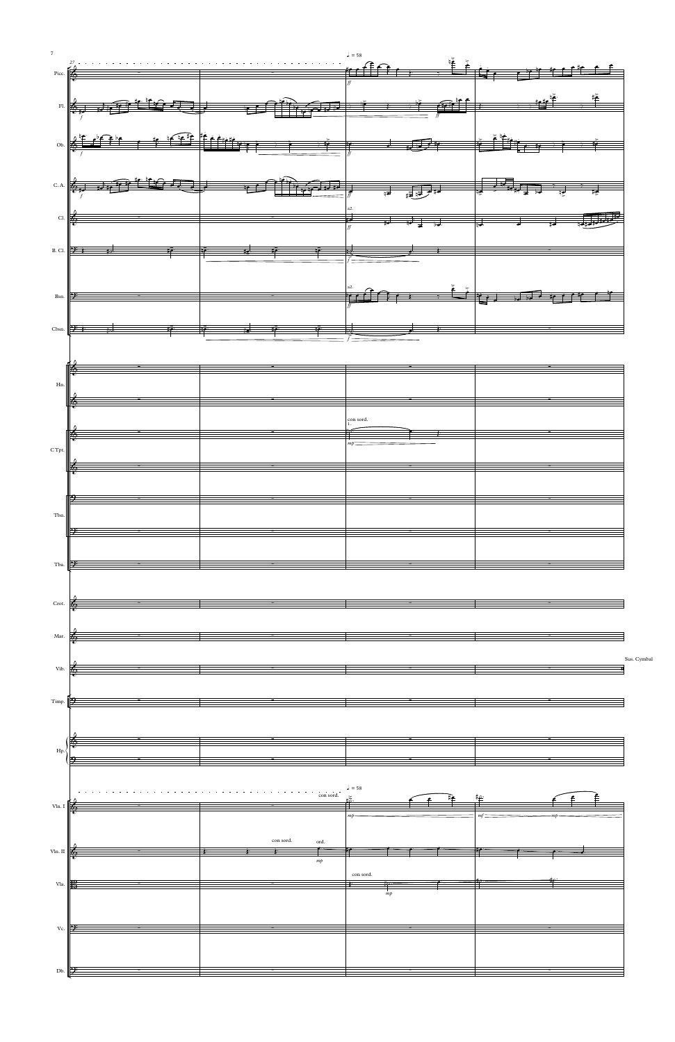27

♩ = 58

Picc.

Fl.

Ob.

C. A.

Cl.

B. Cl.

Bsn.

Cbsn.

Hn.

C.Tpt.

Tbn.

Tba.

Crot.

Mar.

Vib.

Timp.

Hp.

Vln. I

Vln. II

Vla.

Vc.

Db.

a2.

a2.

con sord.
1.

Sus. Cymbal

con sord.

con sord.

ord.

con sord.

*ff* *f* *mp* *mf*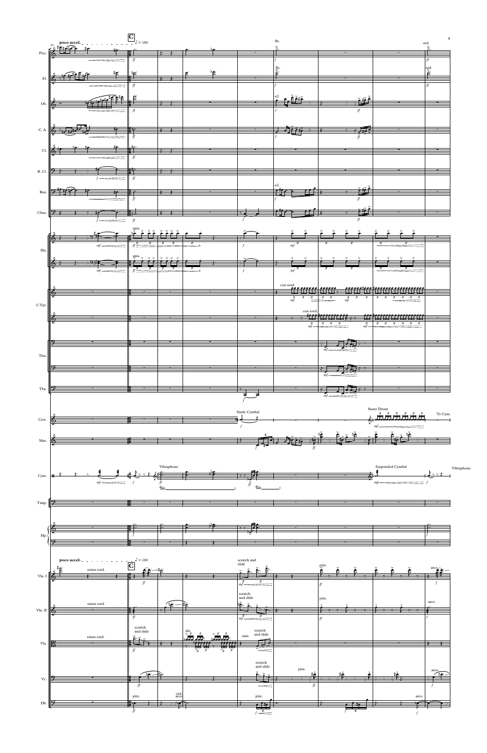**poco accel.** . . . . . . . . . . ♪ = 180

**C**

31

Picc. — flz. — ord.

Fl. — flz. — ord.

Ob. — a2.

C. A.

Cl.

B. Cl.

Bsn. — a2.

Cbsn.

Hn. — unis.

C Tpt. — con sord.

Tbn.

Tba.

Crot. — Sizzle Cymbal — Snare Drum — To Cym.

Mar.

Cym. — Vibraphone — Suspended Cymbal — Vibraphone

Timp.

Hp.

Vln. I — senza sord. — scratch and slide — pizz. — arco

Vln. II — senza sord. — scratch and slide — pizz. — arco

Vla. — senza sord. — scratch and slide — div. — unis. — scratch and slide

Vc. — scratch and slide — pizz. — arco

Db. — pizz. — ord. arco — pizz. — arco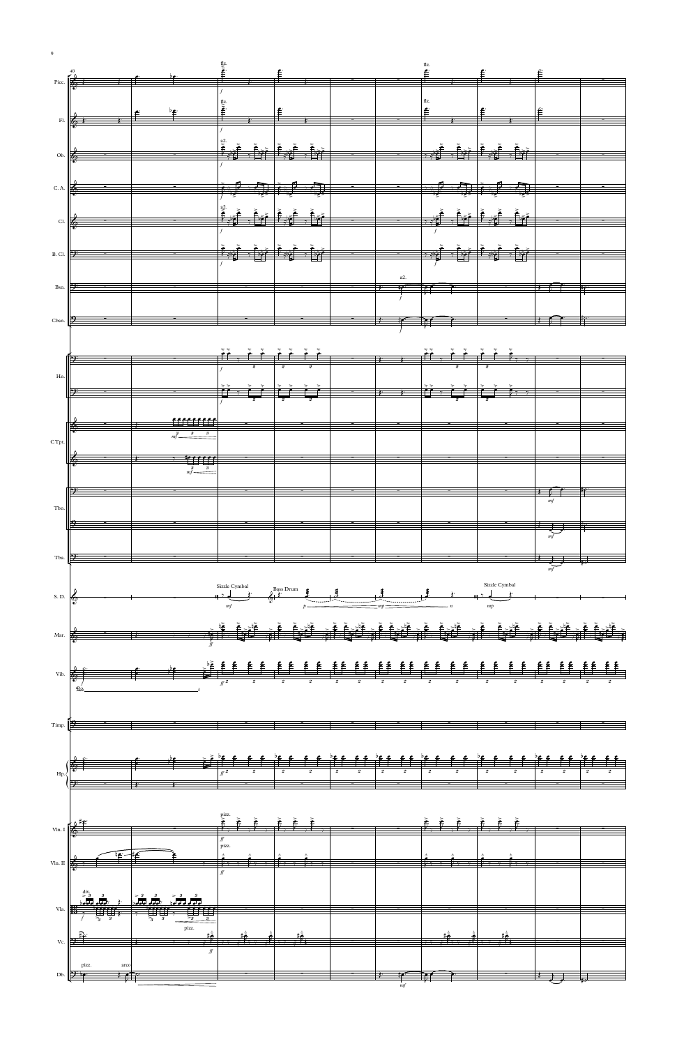Picc.

Fl.

Ob.

C. A.

Cl.

B. Cl.

Bsn.

Cbsn.

Hn.

C Tpt.

Tbn.

Tba.

S. D.

Mar.

Vib.

Timp.

Hp.

Vln. I

Vln. II

Vla.

Vc.

Db.

40

flz.

a2.

Sizzle Cymbal

Bass Drum

pizz.

arco

div.